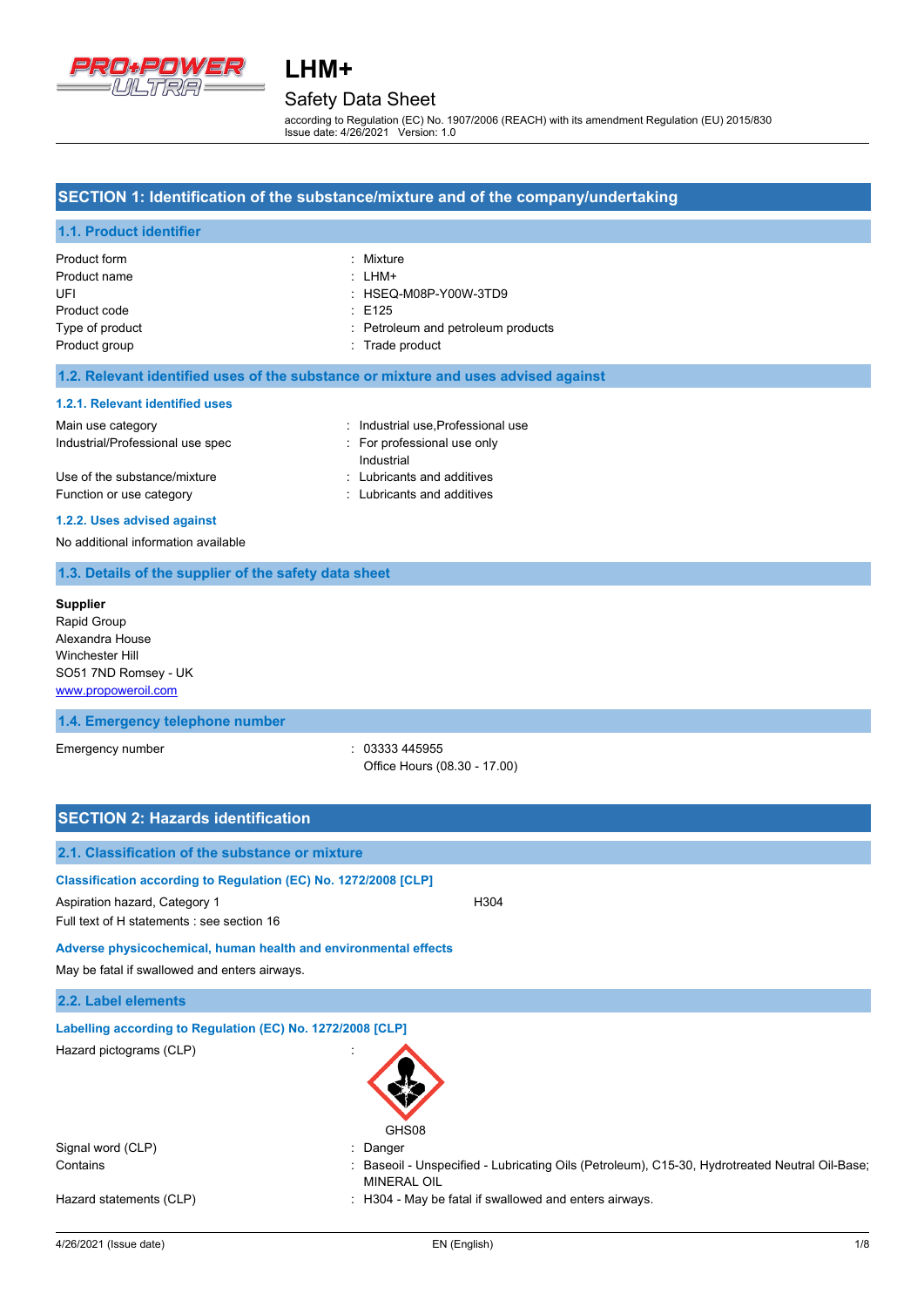# LHM+

## Safety Data Sheet

according to Regulation (EC) No. 1907/2006 (REACH) with its amendment Regulation (EU) 2015/830
Issue date: 4/26/2021 Version: 1.0

## SECTION 1: Identification of the substance/mixture and of the company/undertaking

### 1.1. Product identifier

| | |
|---|---|
| Product form | : Mixture |
| Product name | : LHM+ |
| UFI | : HSEQ-M08P-Y00W-3TD9 |
| Product code | : E125 |
| Type of product | : Petroleum and petroleum products |
| Product group | : Trade product |

### 1.2. Relevant identified uses of the substance or mixture and uses advised against

#### 1.2.1. Relevant identified uses

| | |
|---|---|
| Main use category | : Industrial use,Professional use |
| Industrial/Professional use spec | : For professional use only<br>Industrial |
| Use of the substance/mixture | : Lubricants and additives |
| Function or use category | : Lubricants and additives |

#### 1.2.2. Uses advised against

No additional information available

### 1.3. Details of the supplier of the safety data sheet

**Supplier**
Rapid Group
Alexandra House
Winchester Hill
SO51 7ND Romsey - UK
www.propoweroil.com

### 1.4. Emergency telephone number

| | |
|---|---|
| Emergency number | : 03333 445955<br>Office Hours (08.30 - 17.00) |

## SECTION 2: Hazards identification

### 2.1. Classification of the substance or mixture

#### Classification according to Regulation (EC) No. 1272/2008 [CLP]

| | |
|---|---|
| Aspiration hazard, Category 1 | H304 |

Full text of H statements : see section 16

#### Adverse physicochemical, human health and environmental effects

May be fatal if swallowed and enters airways.

### 2.2. Label elements

#### Labelling according to Regulation (EC) No. 1272/2008 [CLP]

| | |
|---|---|
| Hazard pictograms (CLP) | : GHS08 |
| Signal word (CLP) | : Danger |
| Contains | : Baseoil - Unspecified - Lubricating Oils (Petroleum), C15-30, Hydrotreated Neutral Oil-Base; MINERAL OIL |
| Hazard statements (CLP) | : H304 - May be fatal if swallowed and enters airways. |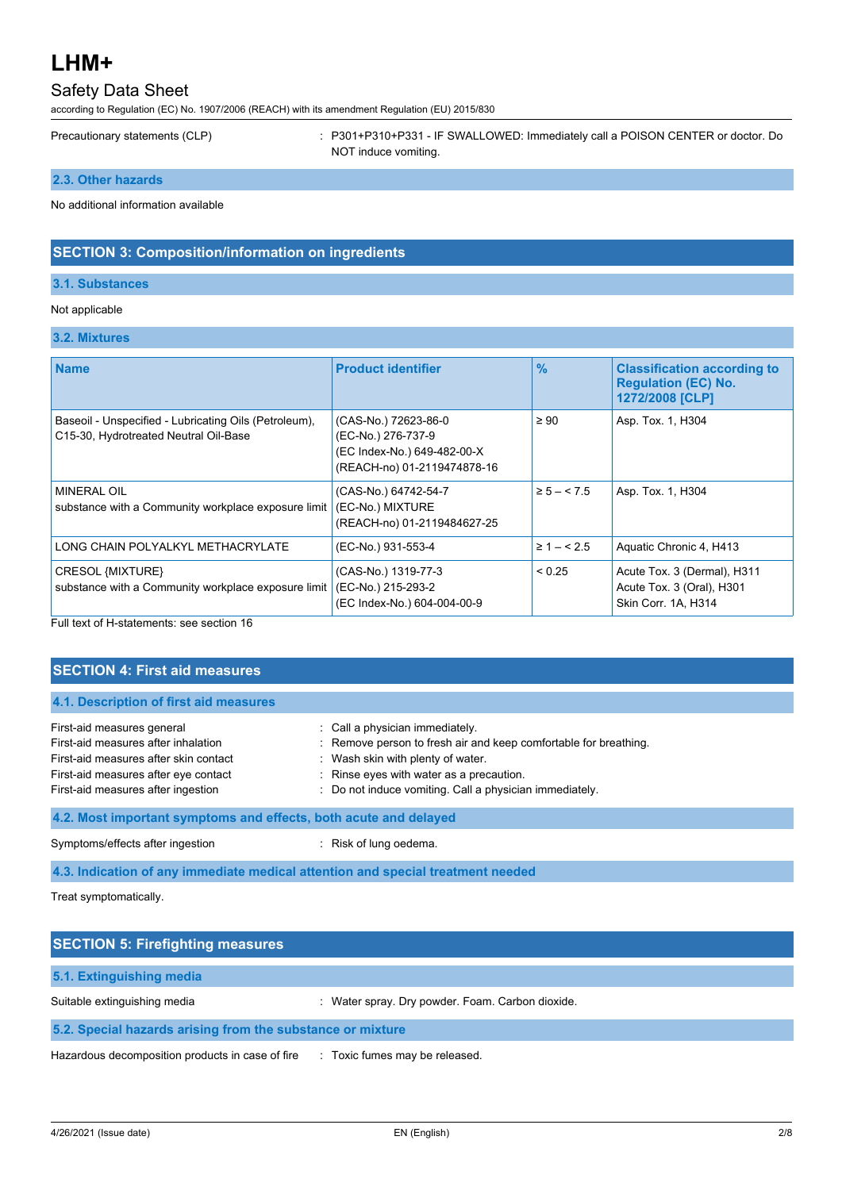Precautionary statements (CLP) : P301+P310+P331 - IF SWALLOWED: Immediately call a POISON CENTER or doctor. Do NOT induce vomiting.

### 2.3. Other hazards

No additional information available

## SECTION 3: Composition/information on ingredients

### 3.1. Substances

Not applicable

### 3.2. Mixtures

| Name | Product identifier | % | Classification according to Regulation (EC) No. 1272/2008 [CLP] |
|---|---|---|---|
| Baseoil - Unspecified - Lubricating Oils (Petroleum), C15-30, Hydrotreated Neutral Oil-Base | (CAS-No.) 72623-86-0<br>(EC-No.) 276-737-9<br>(EC Index-No.) 649-482-00-X<br>(REACH-no) 01-2119474878-16 | ≥ 90 | Asp. Tox. 1, H304 |
| MINERAL OIL<br>substance with a Community workplace exposure limit | (CAS-No.) 64742-54-7<br>(EC-No.) MIXTURE<br>(REACH-no) 01-2119484627-25 | ≥ 5 – < 7.5 | Asp. Tox. 1, H304 |
| LONG CHAIN POLYALKYL METHACRYLATE | (EC-No.) 931-553-4 | ≥ 1 – < 2.5 | Aquatic Chronic 4, H413 |
| CRESOL {MIXTURE}<br>substance with a Community workplace exposure limit | (CAS-No.) 1319-77-3<br>(EC-No.) 215-293-2<br>(EC Index-No.) 604-004-00-9 | < 0.25 | Acute Tox. 3 (Dermal), H311<br>Acute Tox. 3 (Oral), H301<br>Skin Corr. 1A, H314 |

Full text of H-statements: see section 16

## SECTION 4: First aid measures

### 4.1. Description of first aid measures

First-aid measures general : Call a physician immediately.
First-aid measures after inhalation : Remove person to fresh air and keep comfortable for breathing.
First-aid measures after skin contact : Wash skin with plenty of water.
First-aid measures after eye contact : Rinse eyes with water as a precaution.
First-aid measures after ingestion : Do not induce vomiting. Call a physician immediately.

### 4.2. Most important symptoms and effects, both acute and delayed

Symptoms/effects after ingestion : Risk of lung oedema.

### 4.3. Indication of any immediate medical attention and special treatment needed

Treat symptomatically.

## SECTION 5: Firefighting measures

### 5.1. Extinguishing media

Suitable extinguishing media : Water spray. Dry powder. Foam. Carbon dioxide.

### 5.2. Special hazards arising from the substance or mixture

Hazardous decomposition products in case of fire : Toxic fumes may be released.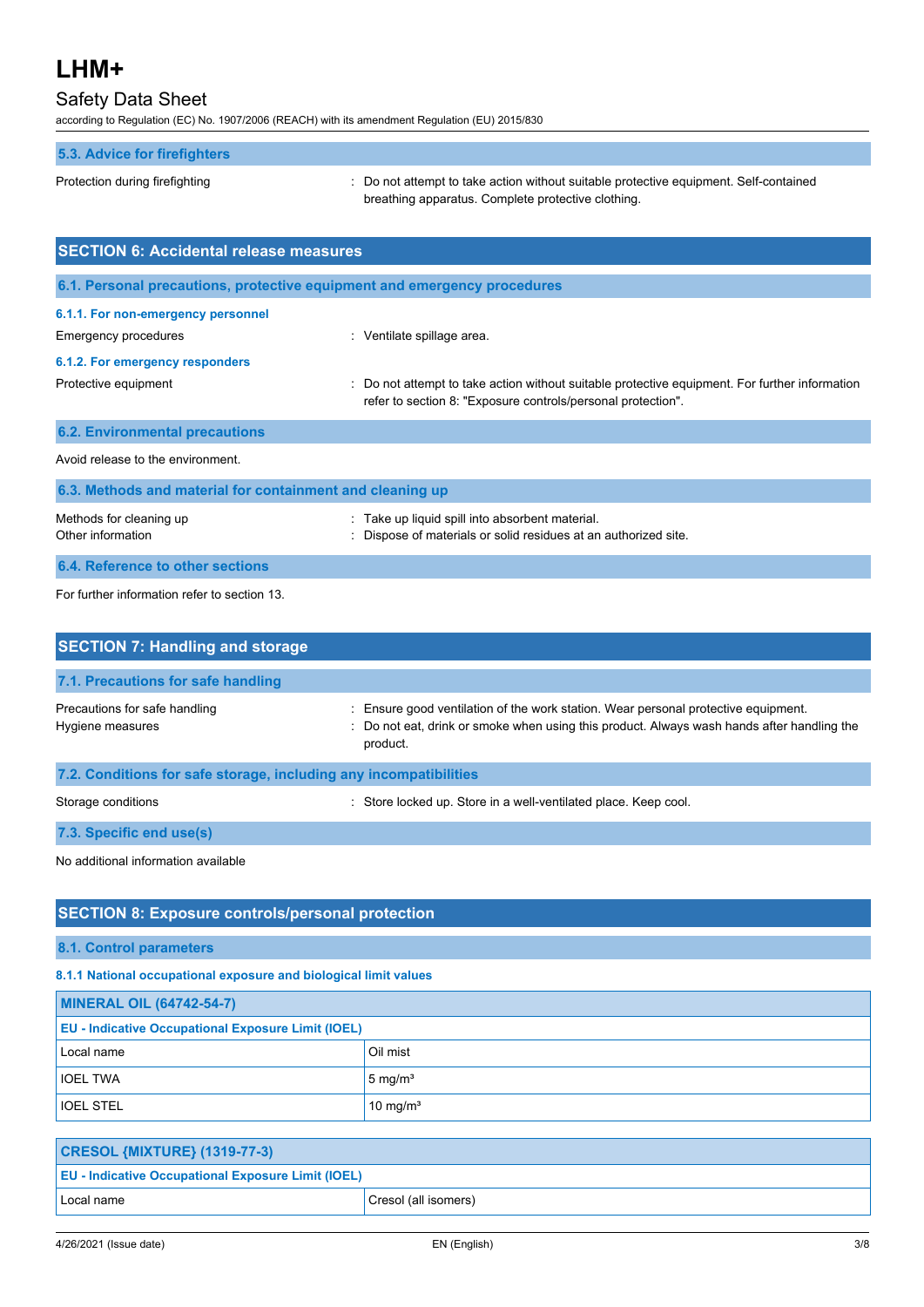### 5.3. Advice for firefighters

Protection during firefighting : Do not attempt to take action without suitable protective equipment. Self-contained breathing apparatus. Complete protective clothing.

## SECTION 6: Accidental release measures

### 6.1. Personal precautions, protective equipment and emergency procedures

#### 6.1.1. For non-emergency personnel

Emergency procedures : Ventilate spillage area.

#### 6.1.2. For emergency responders

Protective equipment : Do not attempt to take action without suitable protective equipment. For further information refer to section 8: "Exposure controls/personal protection".

### 6.2. Environmental precautions

Avoid release to the environment.

### 6.3. Methods and material for containment and cleaning up

Methods for cleaning up : Take up liquid spill into absorbent material.
Other information : Dispose of materials or solid residues at an authorized site.

### 6.4. Reference to other sections

For further information refer to section 13.

## SECTION 7: Handling and storage

### 7.1. Precautions for safe handling

Precautions for safe handling : Ensure good ventilation of the work station. Wear personal protective equipment.
Hygiene measures : Do not eat, drink or smoke when using this product. Always wash hands after handling the product.

### 7.2. Conditions for safe storage, including any incompatibilities

Storage conditions : Store locked up. Store in a well-ventilated place. Keep cool.

### 7.3. Specific end use(s)

No additional information available

## SECTION 8: Exposure controls/personal protection

### 8.1. Control parameters

#### 8.1.1 National occupational exposure and biological limit values

| MINERAL OIL (64742-54-7) | |
|---|---|
| **EU - Indicative Occupational Exposure Limit (IOEL)** | |
| Local name | Oil mist |
| IOEL TWA | 5 mg/m³ |
| IOEL STEL | 10 mg/m³ |

| CRESOL {MIXTURE} (1319-77-3) | |
|---|---|
| **EU - Indicative Occupational Exposure Limit (IOEL)** | |
| Local name | Cresol (all isomers) |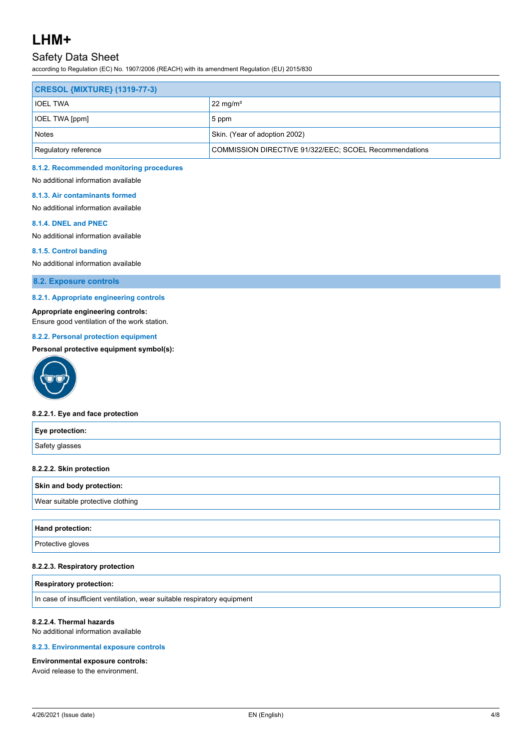| CRESOL {MIXTURE} (1319-77-3) | |
|---|---|
| IOEL TWA | 22 mg/m³ |
| IOEL TWA [ppm] | 5 ppm |
| Notes | Skin. (Year of adoption 2002) |
| Regulatory reference | COMMISSION DIRECTIVE 91/322/EEC; SCOEL Recommendations |

#### 8.1.2. Recommended monitoring procedures

No additional information available

#### 8.1.3. Air contaminants formed

No additional information available

#### 8.1.4. DNEL and PNEC

No additional information available

#### 8.1.5. Control banding

No additional information available

### 8.2. Exposure controls

#### 8.2.1. Appropriate engineering controls

**Appropriate engineering controls:**
Ensure good ventilation of the work station.

#### 8.2.2. Personal protection equipment

**Personal protective equipment symbol(s):**

**8.2.2.1. Eye and face protection**

| Eye protection: |
|---|
| Safety glasses |

**8.2.2.2. Skin protection**

| Skin and body protection: |
|---|
| Wear suitable protective clothing |

| Hand protection: |
|---|
| Protective gloves |

**8.2.2.3. Respiratory protection**

| Respiratory protection: |
|---|
| In case of insufficient ventilation, wear suitable respiratory equipment |

**8.2.2.4. Thermal hazards**
No additional information available

#### 8.2.3. Environmental exposure controls

**Environmental exposure controls:**
Avoid release to the environment.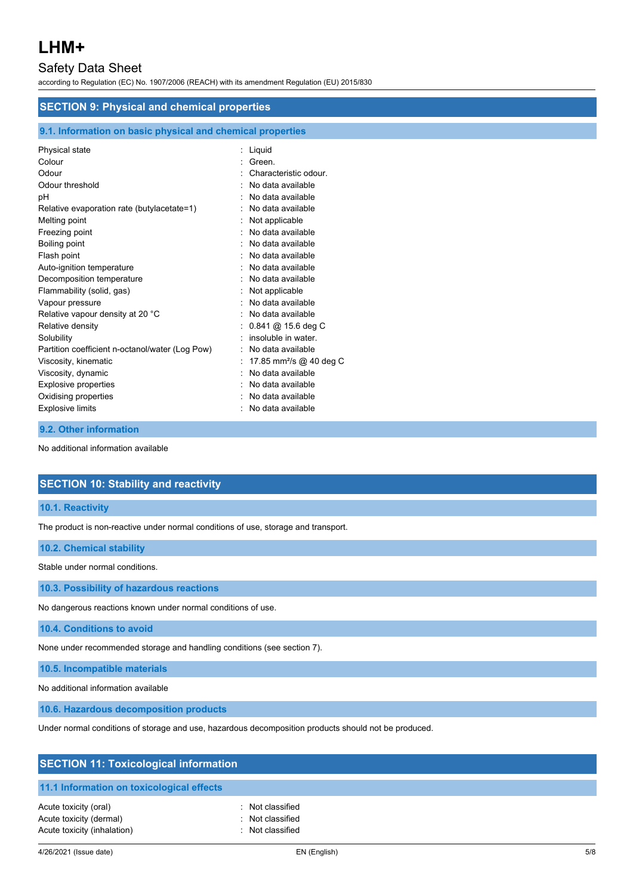## SECTION 9: Physical and chemical properties

### 9.1. Information on basic physical and chemical properties

| Property | Value |
|---|---|
| Physical state | : Liquid |
| Colour | : Green. |
| Odour | : Characteristic odour. |
| Odour threshold | : No data available |
| pH | : No data available |
| Relative evaporation rate (butylacetate=1) | : No data available |
| Melting point | : Not applicable |
| Freezing point | : No data available |
| Boiling point | : No data available |
| Flash point | : No data available |
| Auto-ignition temperature | : No data available |
| Decomposition temperature | : No data available |
| Flammability (solid, gas) | : Not applicable |
| Vapour pressure | : No data available |
| Relative vapour density at 20 °C | : No data available |
| Relative density | : 0.841 @ 15.6 deg C |
| Solubility | : insoluble in water. |
| Partition coefficient n-octanol/water (Log Pow) | : No data available |
| Viscosity, kinematic | : 17.85 $mm^2/s$ @ 40 deg C |
| Viscosity, dynamic | : No data available |
| Explosive properties | : No data available |
| Oxidising properties | : No data available |
| Explosive limits | : No data available |

### 9.2. Other information

No additional information available

## SECTION 10: Stability and reactivity

### 10.1. Reactivity

The product is non-reactive under normal conditions of use, storage and transport.

### 10.2. Chemical stability

Stable under normal conditions.

### 10.3. Possibility of hazardous reactions

No dangerous reactions known under normal conditions of use.

### 10.4. Conditions to avoid

None under recommended storage and handling conditions (see section 7).

### 10.5. Incompatible materials

No additional information available

### 10.6. Hazardous decomposition products

Under normal conditions of storage and use, hazardous decomposition products should not be produced.

## SECTION 11: Toxicological information

### 11.1 Information on toxicological effects

| Property | Value |
|---|---|
| Acute toxicity (oral) | : Not classified |
| Acute toxicity (dermal) | : Not classified |
| Acute toxicity (inhalation) | : Not classified |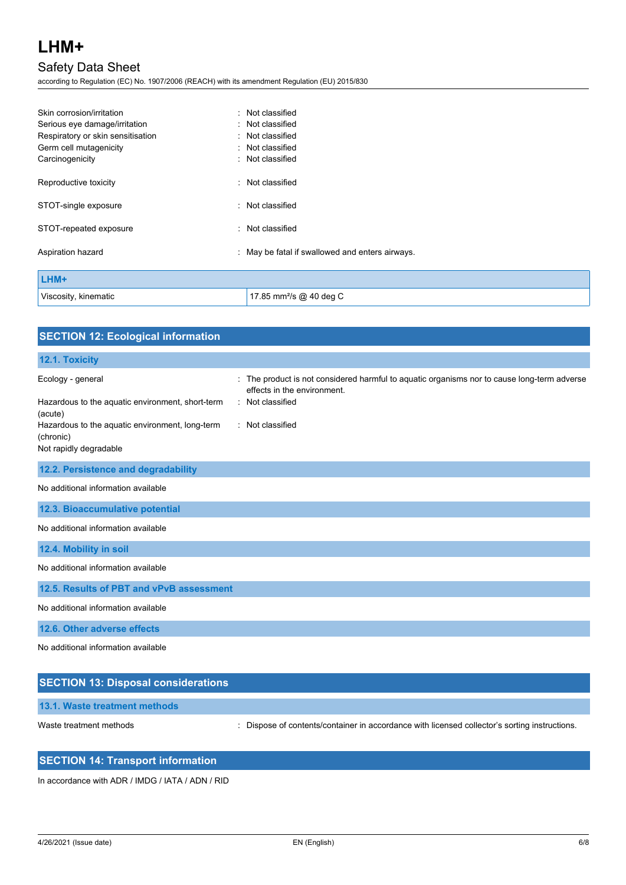Skin corrosion/irritation : Not classified

Serious eye damage/irritation : Not classified

Respiratory or skin sensitisation : Not classified

Germ cell mutagenicity : Not classified

Carcinogenicity : Not classified

Reproductive toxicity : Not classified

STOT-single exposure : Not classified

STOT-repeated exposure : Not classified

Aspiration hazard : May be fatal if swallowed and enters airways.

| LHM+ | |
|---|---|
| Viscosity, kinematic | 17.85 $mm^2/s$ @ 40 deg C |

## SECTION 12: Ecological information

### 12.1. Toxicity

Ecology - general : The product is not considered harmful to aquatic organisms nor to cause long-term adverse effects in the environment.

Hazardous to the aquatic environment, short-term (acute) : Not classified

Hazardous to the aquatic environment, long-term (chronic) : Not classified

Not rapidly degradable

### 12.2. Persistence and degradability

No additional information available

### 12.3. Bioaccumulative potential

No additional information available

### 12.4. Mobility in soil

No additional information available

### 12.5. Results of PBT and vPvB assessment

No additional information available

### 12.6. Other adverse effects

No additional information available

## SECTION 13: Disposal considerations

### 13.1. Waste treatment methods

Waste treatment methods : Dispose of contents/container in accordance with licensed collector's sorting instructions.

## SECTION 14: Transport information

In accordance with ADR / IMDG / IATA / ADN / RID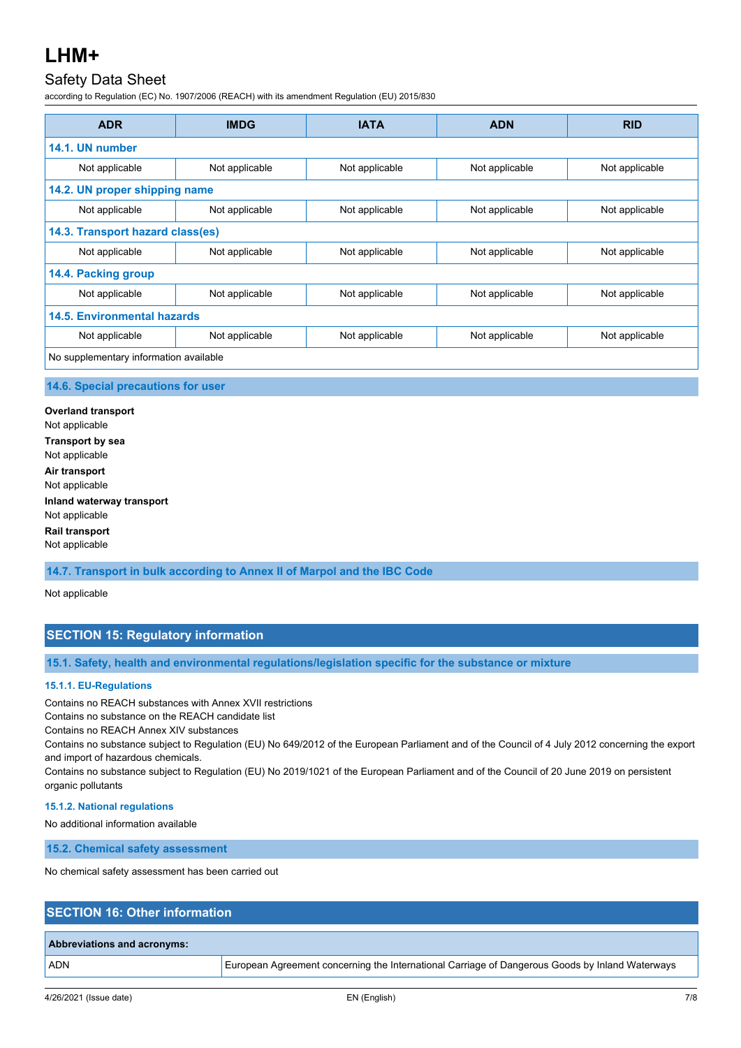| ADR | IMDG | IATA | ADN | RID |
|---|---|---|---|---|
| **14.1. UN number** | | | | |
| Not applicable | Not applicable | Not applicable | Not applicable | Not applicable |
| **14.2. UN proper shipping name** | | | | |
| Not applicable | Not applicable | Not applicable | Not applicable | Not applicable |
| **14.3. Transport hazard class(es)** | | | | |
| Not applicable | Not applicable | Not applicable | Not applicable | Not applicable |
| **14.4. Packing group** | | | | |
| Not applicable | Not applicable | Not applicable | Not applicable | Not applicable |
| **14.5. Environmental hazards** | | | | |
| Not applicable | Not applicable | Not applicable | Not applicable | Not applicable |
| No supplementary information available | | | | |

### 14.6. Special precautions for user

**Overland transport**
Not applicable

**Transport by sea**
Not applicable

**Air transport**
Not applicable

**Inland waterway transport**
Not applicable

**Rail transport**
Not applicable

### 14.7. Transport in bulk according to Annex II of Marpol and the IBC Code

Not applicable

## SECTION 15: Regulatory information

### 15.1. Safety, health and environmental regulations/legislation specific for the substance or mixture

#### 15.1.1. EU-Regulations

Contains no REACH substances with Annex XVII restrictions
Contains no substance on the REACH candidate list
Contains no REACH Annex XIV substances
Contains no substance subject to Regulation (EU) No 649/2012 of the European Parliament and of the Council of 4 July 2012 concerning the export and import of hazardous chemicals.
Contains no substance subject to Regulation (EU) No 2019/1021 of the European Parliament and of the Council of 20 June 2019 on persistent organic pollutants

#### 15.1.2. National regulations

No additional information available

### 15.2. Chemical safety assessment

No chemical safety assessment has been carried out

## SECTION 16: Other information

| Abbreviations and acronyms: | |
|---|---|
| ADN | European Agreement concerning the International Carriage of Dangerous Goods by Inland Waterways |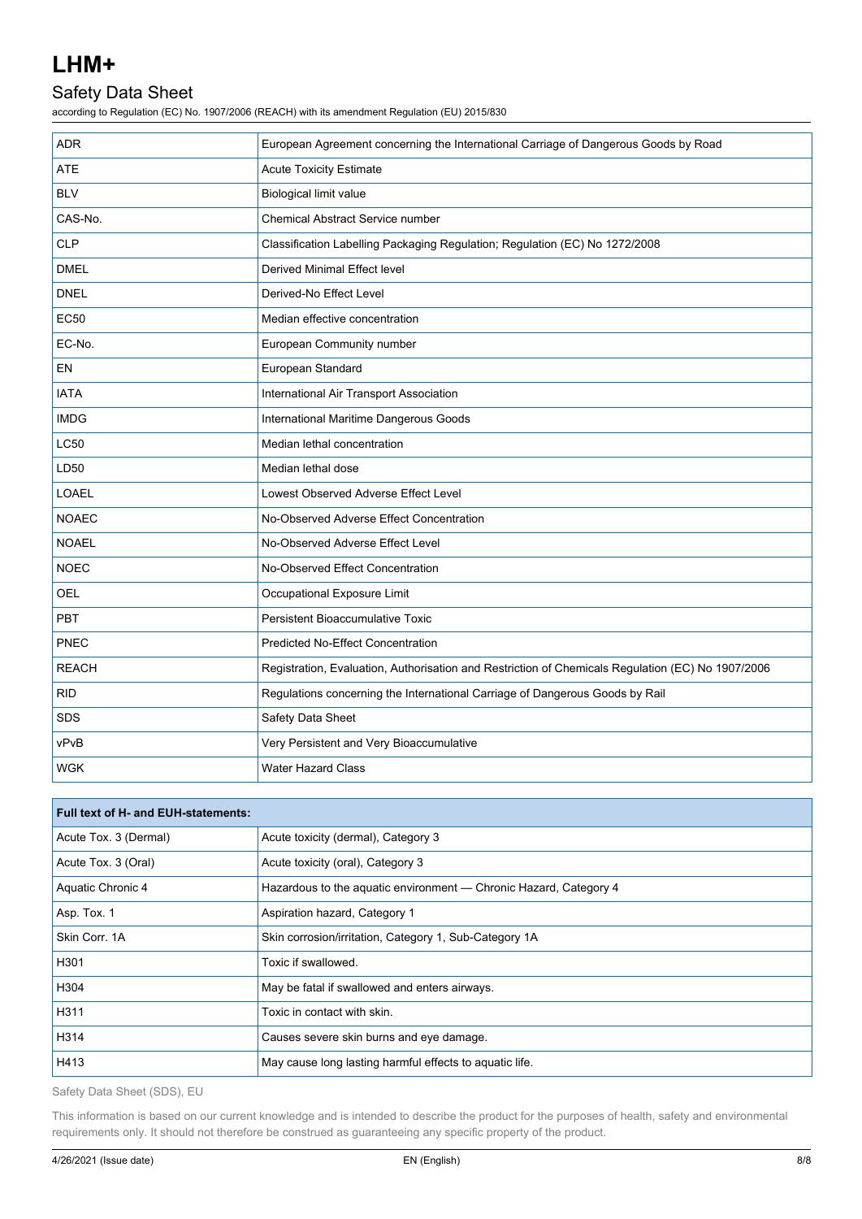| | |
|---|---|
| ADR | European Agreement concerning the International Carriage of Dangerous Goods by Road |
| ATE | Acute Toxicity Estimate |
| BLV | Biological limit value |
| CAS-No. | Chemical Abstract Service number |
| CLP | Classification Labelling Packaging Regulation; Regulation (EC) No 1272/2008 |
| DMEL | Derived Minimal Effect level |
| DNEL | Derived-No Effect Level |
| EC50 | Median effective concentration |
| EC-No. | European Community number |
| EN | European Standard |
| IATA | International Air Transport Association |
| IMDG | International Maritime Dangerous Goods |
| LC50 | Median lethal concentration |
| LD50 | Median lethal dose |
| LOAEL | Lowest Observed Adverse Effect Level |
| NOAEC | No-Observed Adverse Effect Concentration |
| NOAEL | No-Observed Adverse Effect Level |
| NOEC | No-Observed Effect Concentration |
| OEL | Occupational Exposure Limit |
| PBT | Persistent Bioaccumulative Toxic |
| PNEC | Predicted No-Effect Concentration |
| REACH | Registration, Evaluation, Authorisation and Restriction of Chemicals Regulation (EC) No 1907/2006 |
| RID | Regulations concerning the International Carriage of Dangerous Goods by Rail |
| SDS | Safety Data Sheet |
| vPvB | Very Persistent and Very Bioaccumulative |
| WGK | Water Hazard Class |

| **Full text of H- and EUH-statements:** | |
|---|---|
| Acute Tox. 3 (Dermal) | Acute toxicity (dermal), Category 3 |
| Acute Tox. 3 (Oral) | Acute toxicity (oral), Category 3 |
| Aquatic Chronic 4 | Hazardous to the aquatic environment — Chronic Hazard, Category 4 |
| Asp. Tox. 1 | Aspiration hazard, Category 1 |
| Skin Corr. 1A | Skin corrosion/irritation, Category 1, Sub-Category 1A |
| H301 | Toxic if swallowed. |
| H304 | May be fatal if swallowed and enters airways. |
| H311 | Toxic in contact with skin. |
| H314 | Causes severe skin burns and eye damage. |
| H413 | May cause long lasting harmful effects to aquatic life. |

Safety Data Sheet (SDS), EU

This information is based on our current knowledge and is intended to describe the product for the purposes of health, safety and environmental requirements only. It should not therefore be construed as guaranteeing any specific property of the product.